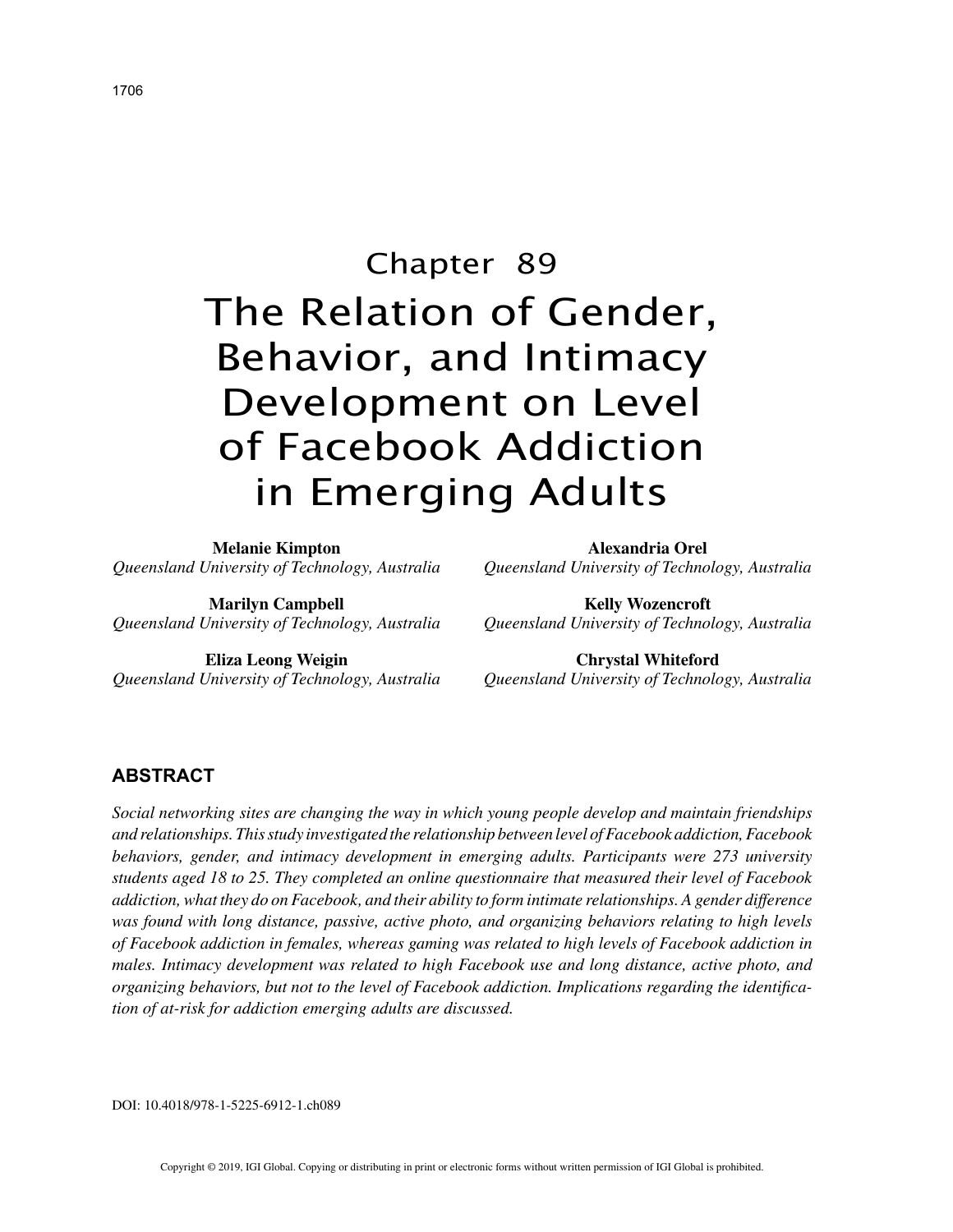# Chapter 89
# The Relation of Gender, Behavior, and Intimacy Development on Level of Facebook Addiction in Emerging Adults

**Melanie Kimpton**
*Queensland University of Technology, Australia*

**Alexandria Orel**
*Queensland University of Technology, Australia*

**Marilyn Campbell**
*Queensland University of Technology, Australia*

**Kelly Wozencroft**
*Queensland University of Technology, Australia*

**Eliza Leong Weigin**
*Queensland University of Technology, Australia*

**Chrystal Whiteford**
*Queensland University of Technology, Australia*

## ABSTRACT

*Social networking sites are changing the way in which young people develop and maintain friendships and relationships. This study investigated the relationship between level of Facebook addiction, Facebook behaviors, gender, and intimacy development in emerging adults. Participants were 273 university students aged 18 to 25. They completed an online questionnaire that measured their level of Facebook addiction, what they do on Facebook, and their ability to form intimate relationships. A gender difference was found with long distance, passive, active photo, and organizing behaviors relating to high levels of Facebook addiction in females, whereas gaming was related to high levels of Facebook addiction in males. Intimacy development was related to high Facebook use and long distance, active photo, and organizing behaviors, but not to the level of Facebook addiction. Implications regarding the identification of at-risk for addiction emerging adults are discussed.*

DOI: 10.4018/978-1-5225-6912-1.ch089

Copyright © 2019, IGI Global. Copying or distributing in print or electronic forms without written permission of IGI Global is prohibited.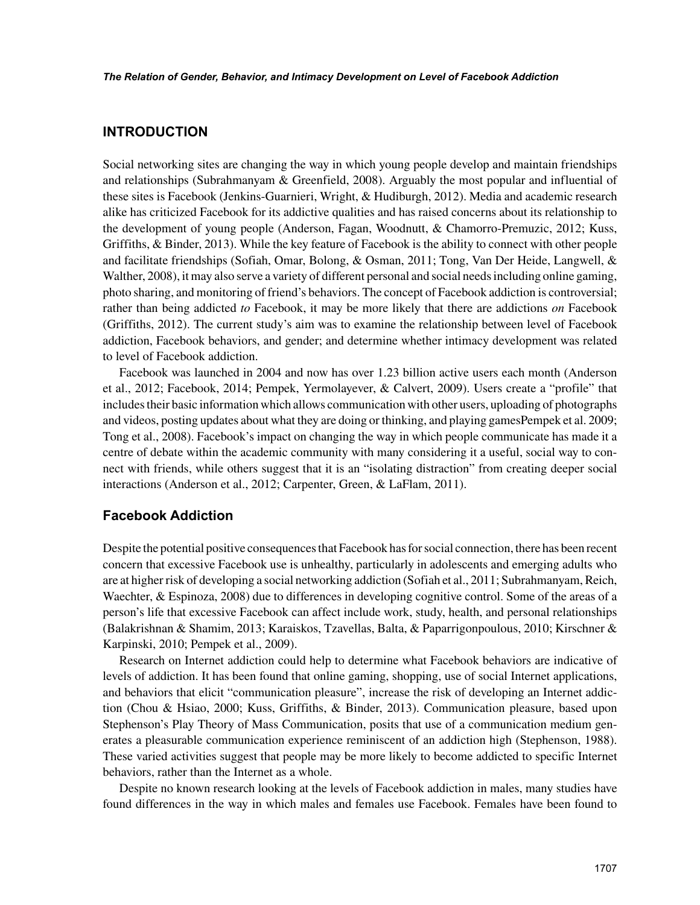## INTRODUCTION

Social networking sites are changing the way in which young people develop and maintain friendships and relationships (Subrahmanyam & Greenfield, 2008). Arguably the most popular and influential of these sites is Facebook (Jenkins-Guarnieri, Wright, & Hudiburgh, 2012). Media and academic research alike has criticized Facebook for its addictive qualities and has raised concerns about its relationship to the development of young people (Anderson, Fagan, Woodnutt, & Chamorro-Premuzic, 2012; Kuss, Griffiths, & Binder, 2013). While the key feature of Facebook is the ability to connect with other people and facilitate friendships (Sofiah, Omar, Bolong, & Osman, 2011; Tong, Van Der Heide, Langwell, & Walther, 2008), it may also serve a variety of different personal and social needs including online gaming, photo sharing, and monitoring of friend's behaviors. The concept of Facebook addiction is controversial; rather than being addicted *to* Facebook, it may be more likely that there are addictions *on* Facebook (Griffiths, 2012). The current study's aim was to examine the relationship between level of Facebook addiction, Facebook behaviors, and gender; and determine whether intimacy development was related to level of Facebook addiction.

Facebook was launched in 2004 and now has over 1.23 billion active users each month (Anderson et al., 2012; Facebook, 2014; Pempek, Yermolayever, & Calvert, 2009). Users create a "profile" that includes their basic information which allows communication with other users, uploading of photographs and videos, posting updates about what they are doing or thinking, and playing gamesPempek et al. 2009; Tong et al., 2008). Facebook's impact on changing the way in which people communicate has made it a centre of debate within the academic community with many considering it a useful, social way to connect with friends, while others suggest that it is an "isolating distraction" from creating deeper social interactions (Anderson et al., 2012; Carpenter, Green, & LaFlam, 2011).

### Facebook Addiction

Despite the potential positive consequences that Facebook has for social connection, there has been recent concern that excessive Facebook use is unhealthy, particularly in adolescents and emerging adults who are at higher risk of developing a social networking addiction (Sofiah et al., 2011; Subrahmanyam, Reich, Waechter, & Espinoza, 2008) due to differences in developing cognitive control. Some of the areas of a person's life that excessive Facebook can affect include work, study, health, and personal relationships (Balakrishnan & Shamim, 2013; Karaiskos, Tzavellas, Balta, & Paparrigonpoulous, 2010; Kirschner & Karpinski, 2010; Pempek et al., 2009).

Research on Internet addiction could help to determine what Facebook behaviors are indicative of levels of addiction. It has been found that online gaming, shopping, use of social Internet applications, and behaviors that elicit "communication pleasure", increase the risk of developing an Internet addiction (Chou & Hsiao, 2000; Kuss, Griffiths, & Binder, 2013). Communication pleasure, based upon Stephenson's Play Theory of Mass Communication, posits that use of a communication medium generates a pleasurable communication experience reminiscent of an addiction high (Stephenson, 1988). These varied activities suggest that people may be more likely to become addicted to specific Internet behaviors, rather than the Internet as a whole.

Despite no known research looking at the levels of Facebook addiction in males, many studies have found differences in the way in which males and females use Facebook. Females have been found to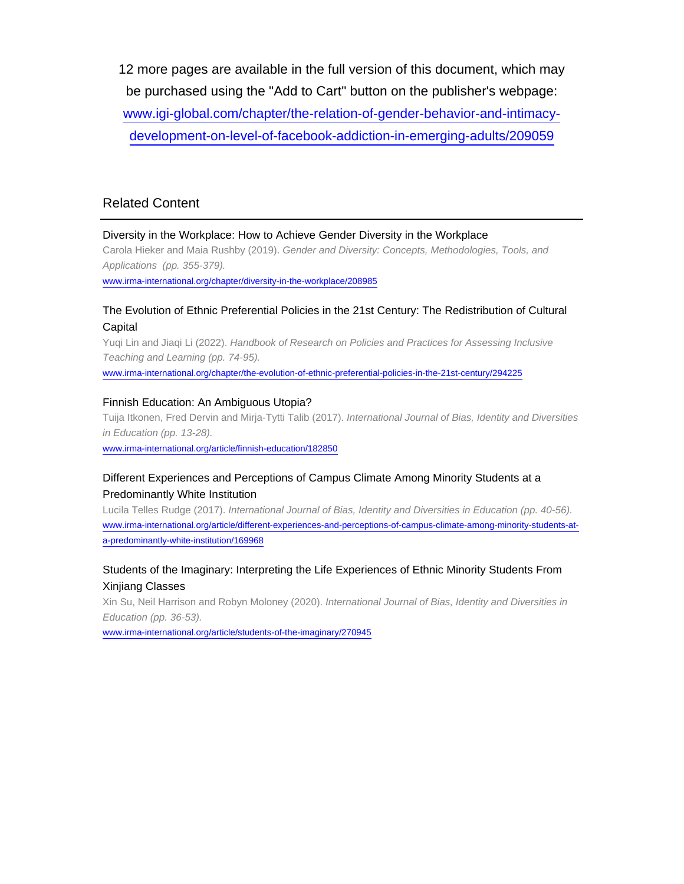12 more pages are available in the full version of this document, which may be purchased using the "Add to Cart" button on the publisher's webpage: www.igi-global.com/chapter/the-relation-of-gender-behavior-and-intimacy-development-on-level-of-facebook-addiction-in-emerging-adults/209059

## Related Content

Diversity in the Workplace: How to Achieve Gender Diversity in the Workplace
Carola Hieker and Maia Rushby (2019). *Gender and Diversity: Concepts, Methodologies, Tools, and Applications (pp. 355-379).*
www.irma-international.org/chapter/diversity-in-the-workplace/208985

The Evolution of Ethnic Preferential Policies in the 21st Century: The Redistribution of Cultural Capital
Yuqi Lin and Jiaqi Li (2022). *Handbook of Research on Policies and Practices for Assessing Inclusive Teaching and Learning (pp. 74-95).*
www.irma-international.org/chapter/the-evolution-of-ethnic-preferential-policies-in-the-21st-century/294225

Finnish Education: An Ambiguous Utopia?
Tuija Itkonen, Fred Dervin and Mirja-Tytti Talib (2017). *International Journal of Bias, Identity and Diversities in Education (pp. 13-28).*
www.irma-international.org/article/finnish-education/182850

Different Experiences and Perceptions of Campus Climate Among Minority Students at a Predominantly White Institution
Lucila Telles Rudge (2017). *International Journal of Bias, Identity and Diversities in Education (pp. 40-56).*
www.irma-international.org/article/different-experiences-and-perceptions-of-campus-climate-among-minority-students-at-a-predominantly-white-institution/169968

Students of the Imaginary: Interpreting the Life Experiences of Ethnic Minority Students From Xinjiang Classes
Xin Su, Neil Harrison and Robyn Moloney (2020). *International Journal of Bias, Identity and Diversities in Education (pp. 36-53).*
www.irma-international.org/article/students-of-the-imaginary/270945